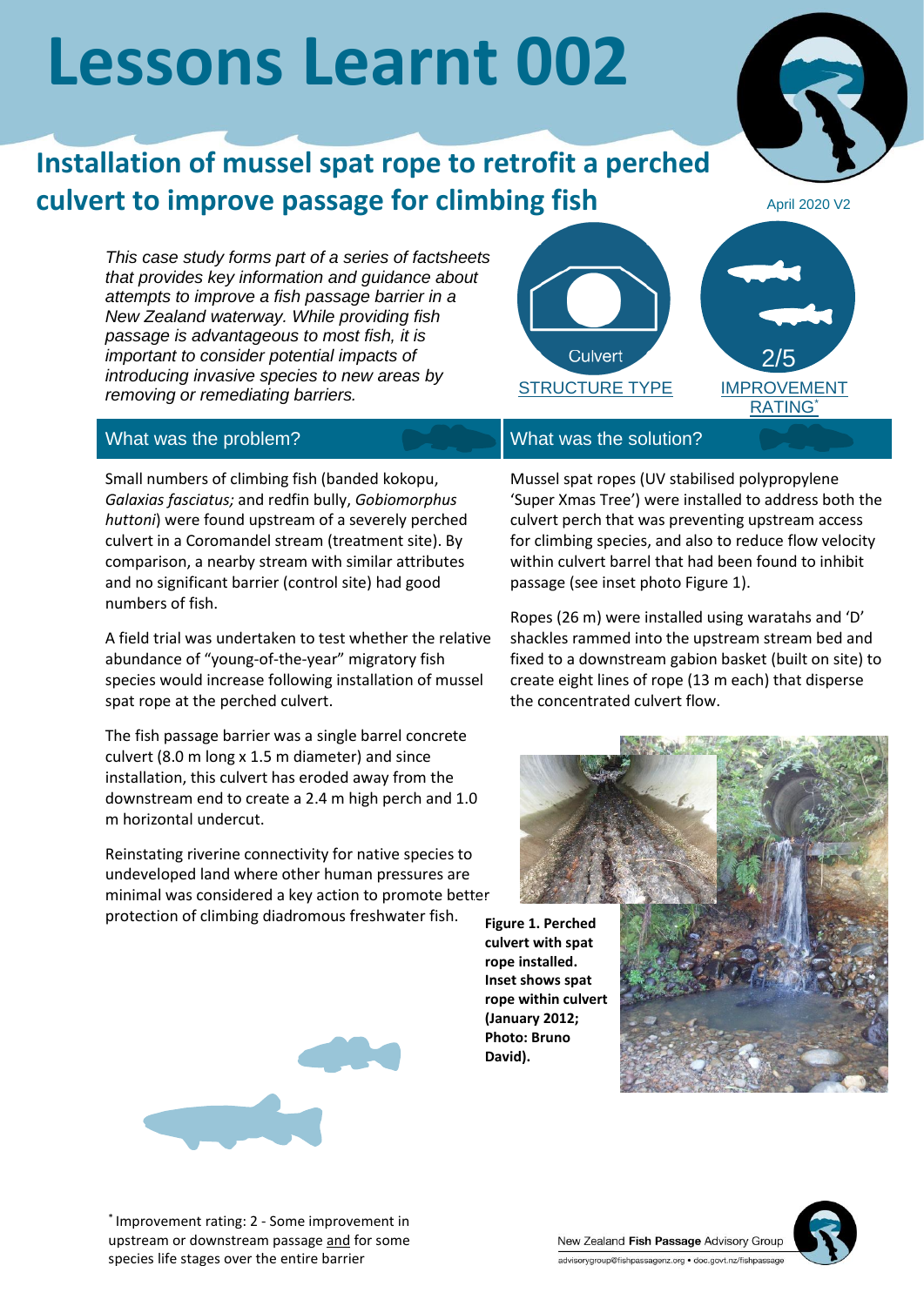# Lessons Learnt 002

## Installation of mussel spat rope to retrofit a perched culvert to improve passage for climbing fish

April 2020 V2

*This case study forms part of a series of factsheets that provides key information and guidance about attempts to improve a fish passage barrier in a New Zealand waterway. While providing fish passage is advantageous to most fish, it is important to consider potential impacts of introducing invasive species to new areas by removing or remediating barriers.*

Culvert

STRUCTURE TYPE

2/5

IMPROVEMENT RATING*

### What was the problem?

Small numbers of climbing fish (banded kokopu, *Galaxias fasciatus;* and redfin bully, *Gobiomorphus huttoni*) were found upstream of a severely perched culvert in a Coromandel stream (treatment site). By comparison, a nearby stream with similar attributes and no significant barrier (control site) had good numbers of fish.

A field trial was undertaken to test whether the relative abundance of "young-of-the-year" migratory fish species would increase following installation of mussel spat rope at the perched culvert.

The fish passage barrier was a single barrel concrete culvert (8.0 m long x 1.5 m diameter) and since installation, this culvert has eroded away from the downstream end to create a 2.4 m high perch and 1.0 m horizontal undercut.

Reinstating riverine connectivity for native species to undeveloped land where other human pressures are minimal was considered a key action to promote better protection of climbing diadromous freshwater fish.

### What was the solution?

Mussel spat ropes (UV stabilised polypropylene 'Super Xmas Tree') were installed to address both the culvert perch that was preventing upstream access for climbing species, and also to reduce flow velocity within culvert barrel that had been found to inhibit passage (see inset photo Figure 1).

Ropes (26 m) were installed using waratahs and 'D' shackles rammed into the upstream stream bed and fixed to a downstream gabion basket (built on site) to create eight lines of rope (13 m each) that disperse the concentrated culvert flow.

**Figure 1. Perched culvert with spat rope installed. Inset shows spat rope within culvert (January 2012; Photo: Bruno David).**

* Improvement rating: 2 - Some improvement in upstream or downstream passage and for some species life stages over the entire barrier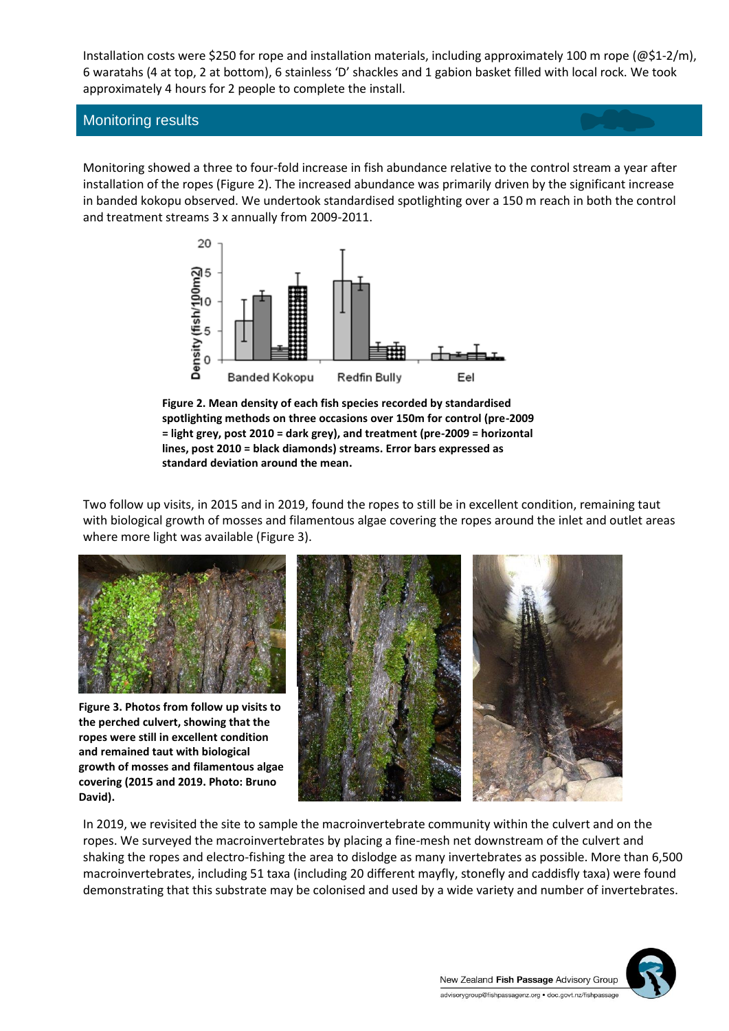Installation costs were $250 for rope and installation materials, including approximately 100 m rope (@$1-2/m), 6 waratahs (4 at top, 2 at bottom), 6 stainless 'D' shackles and 1 gabion basket filled with local rock. We took approximately 4 hours for 2 people to complete the install.

## Monitoring results

Monitoring showed a three to four-fold increase in fish abundance relative to the control stream a year after installation of the ropes (Figure 2). The increased abundance was primarily driven by the significant increase in banded kokopu observed. We undertook standardised spotlighting over a 150 m reach in both the control and treatment streams 3 x annually from 2009-2011.

**Figure 2. Mean density of each fish species recorded by standardised spotlighting methods on three occasions over 150m for control (pre-2009 = light grey, post 2010 = dark grey), and treatment (pre-2009 = horizontal lines, post 2010 = black diamonds) streams. Error bars expressed as standard deviation around the mean.**

Two follow up visits, in 2015 and in 2019, found the ropes to still be in excellent condition, remaining taut with biological growth of mosses and filamentous algae covering the ropes around the inlet and outlet areas where more light was available (Figure 3).

**Figure 3. Photos from follow up visits to the perched culvert, showing that the ropes were still in excellent condition and remained taut with biological growth of mosses and filamentous algae covering (2015 and 2019. Photo: Bruno David).**

In 2019, we revisited the site to sample the macroinvertebrate community within the culvert and on the ropes. We surveyed the macroinvertebrates by placing a fine-mesh net downstream of the culvert and shaking the ropes and electro-fishing the area to dislodge as many invertebrates as possible. More than 6,500 macroinvertebrates, including 51 taxa (including 20 different mayfly, stonefly and caddisfly taxa) were found demonstrating that this substrate may be colonised and used by a wide variety and number of invertebrates.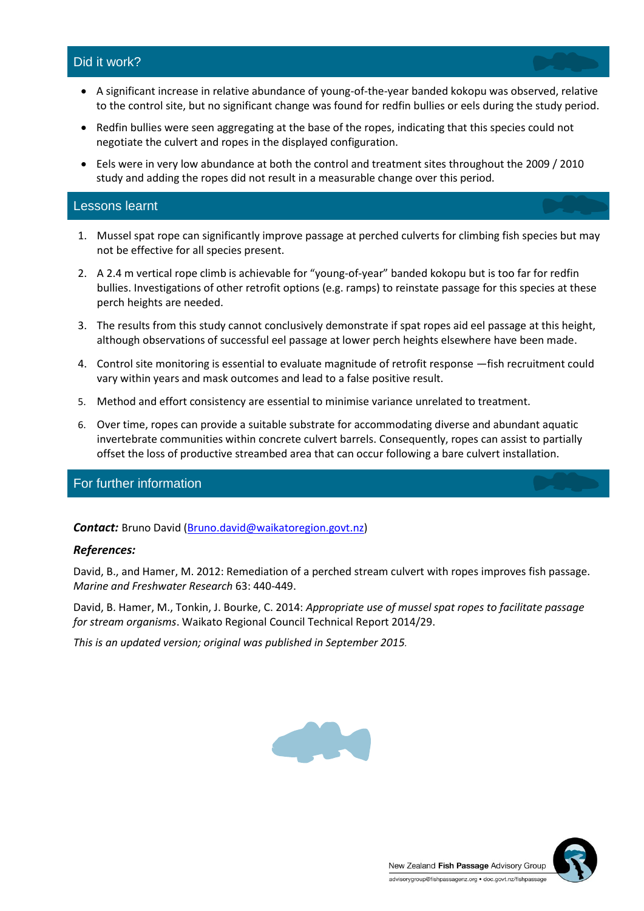## Did it work?

- A significant increase in relative abundance of young-of-the-year banded kokopu was observed, relative to the control site, but no significant change was found for redfin bullies or eels during the study period.
- Redfin bullies were seen aggregating at the base of the ropes, indicating that this species could not negotiate the culvert and ropes in the displayed configuration.
- Eels were in very low abundance at both the control and treatment sites throughout the 2009 / 2010 study and adding the ropes did not result in a measurable change over this period.

## Lessons learnt

1. Mussel spat rope can significantly improve passage at perched culverts for climbing fish species but may not be effective for all species present.
2. A 2.4 m vertical rope climb is achievable for "young-of-year" banded kokopu but is too far for redfin bullies. Investigations of other retrofit options (e.g. ramps) to reinstate passage for this species at these perch heights are needed.
3. The results from this study cannot conclusively demonstrate if spat ropes aid eel passage at this height, although observations of successful eel passage at lower perch heights elsewhere have been made.
4. Control site monitoring is essential to evaluate magnitude of retrofit response —fish recruitment could vary within years and mask outcomes and lead to a false positive result.
5. Method and effort consistency are essential to minimise variance unrelated to treatment.
6. Over time, ropes can provide a suitable substrate for accommodating diverse and abundant aquatic invertebrate communities within concrete culvert barrels. Consequently, ropes can assist to partially offset the loss of productive streambed area that can occur following a bare culvert installation.

## For further information

***Contact:*** Bruno David (Bruno.david@waikatoregion.govt.nz)

***References:***

David, B., and Hamer, M. 2012: Remediation of a perched stream culvert with ropes improves fish passage. *Marine and Freshwater Research* 63: 440-449.

David, B. Hamer, M., Tonkin, J. Bourke, C. 2014: *Appropriate use of mussel spat ropes to facilitate passage for stream organisms*. Waikato Regional Council Technical Report 2014/29.

*This is an updated version; original was published in September 2015.*

New Zealand **Fish Passage** Advisory Group
advisorygroup@fishpassagenz.org • doc.govt.nz/fishpassage